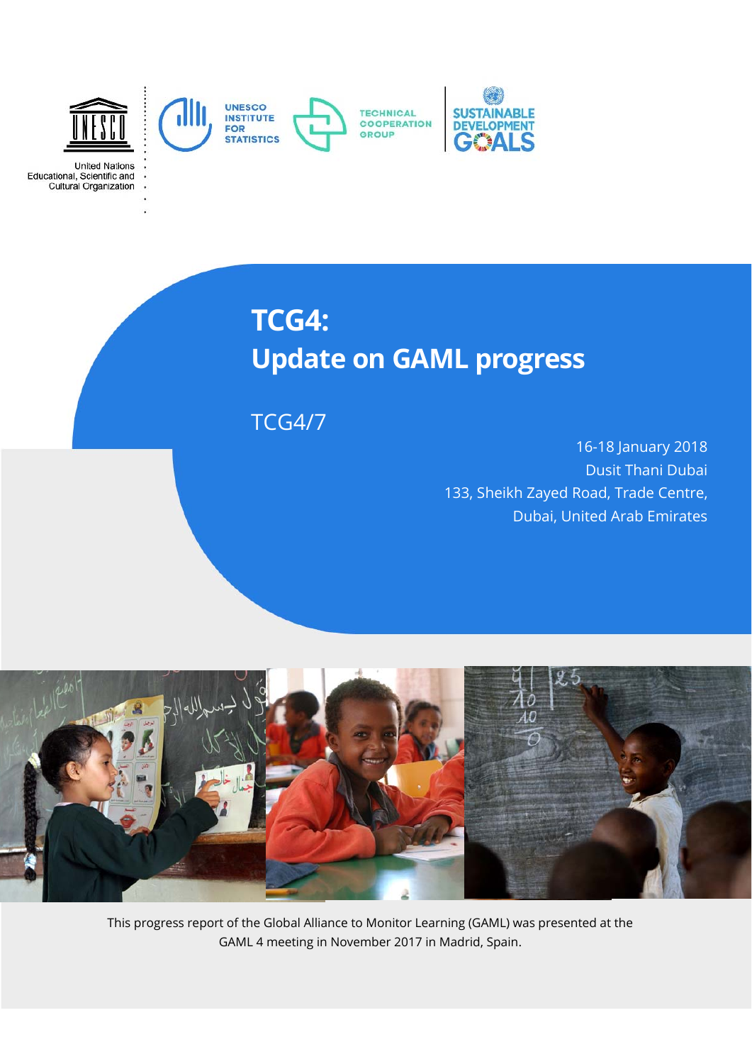United Nations Educational, Scientific and Cultural Organization

UNESCO INSTITUTE FOR STATISTICS

TECHNICAL COOPERATION GROUP

SUSTAINABLE DEVELOPMENT GOALS

# TCG4: Update on GAML progress

TCG4/7

16-18 January 2018
Dusit Thani Dubai
133, Sheikh Zayed Road, Trade Centre,
Dubai, United Arab Emirates

This progress report of the Global Alliance to Monitor Learning (GAML) was presented at the GAML 4 meeting in November 2017 in Madrid, Spain.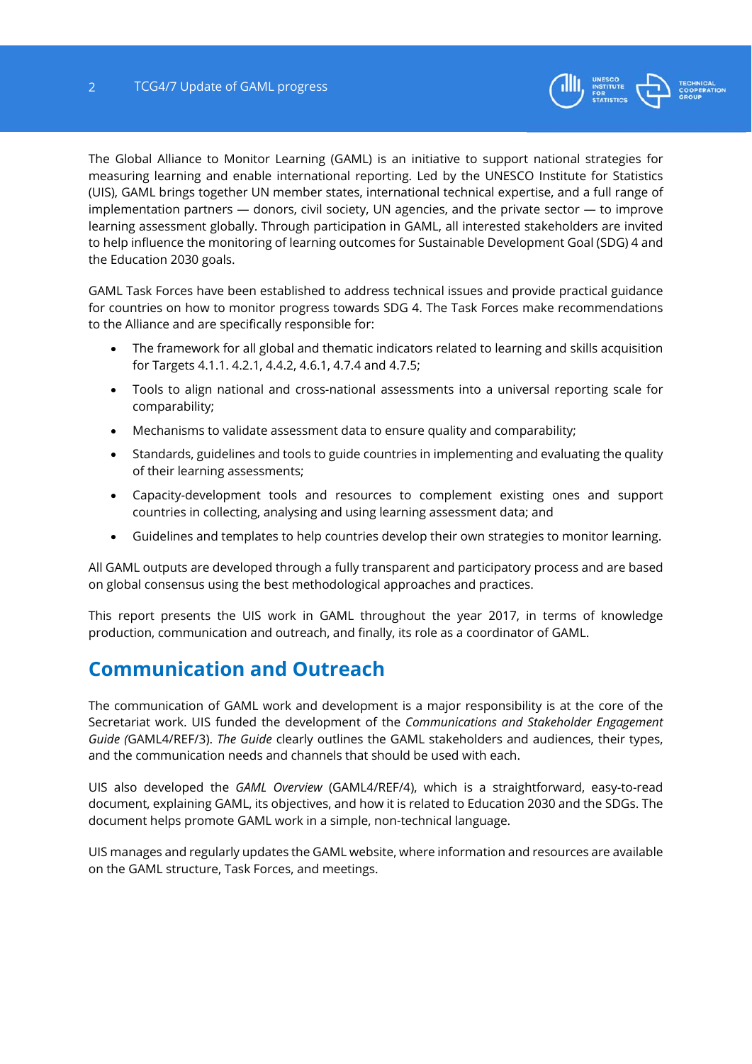The Global Alliance to Monitor Learning (GAML) is an initiative to support national strategies for measuring learning and enable international reporting. Led by the UNESCO Institute for Statistics (UIS), GAML brings together UN member states, international technical expertise, and a full range of implementation partners — donors, civil society, UN agencies, and the private sector — to improve learning assessment globally. Through participation in GAML, all interested stakeholders are invited to help influence the monitoring of learning outcomes for Sustainable Development Goal (SDG) 4 and the Education 2030 goals.

GAML Task Forces have been established to address technical issues and provide practical guidance for countries on how to monitor progress towards SDG 4. The Task Forces make recommendations to the Alliance and are specifically responsible for:

- The framework for all global and thematic indicators related to learning and skills acquisition for Targets 4.1.1. 4.2.1, 4.4.2, 4.6.1, 4.7.4 and 4.7.5;
- Tools to align national and cross-national assessments into a universal reporting scale for comparability;
- Mechanisms to validate assessment data to ensure quality and comparability;
- Standards, guidelines and tools to guide countries in implementing and evaluating the quality of their learning assessments;
- Capacity-development tools and resources to complement existing ones and support countries in collecting, analysing and using learning assessment data; and
- Guidelines and templates to help countries develop their own strategies to monitor learning.

All GAML outputs are developed through a fully transparent and participatory process and are based on global consensus using the best methodological approaches and practices.

This report presents the UIS work in GAML throughout the year 2017, in terms of knowledge production, communication and outreach, and finally, its role as a coordinator of GAML.

## Communication and Outreach

The communication of GAML work and development is a major responsibility is at the core of the Secretariat work. UIS funded the development of the *Communications and Stakeholder Engagement Guide (*GAML4/REF/3). *The Guide* clearly outlines the GAML stakeholders and audiences, their types, and the communication needs and channels that should be used with each.

UIS also developed the *GAML Overview* (GAML4/REF/4), which is a straightforward, easy-to-read document, explaining GAML, its objectives, and how it is related to Education 2030 and the SDGs. The document helps promote GAML work in a simple, non-technical language.

UIS manages and regularly updates the GAML website, where information and resources are available on the GAML structure, Task Forces, and meetings.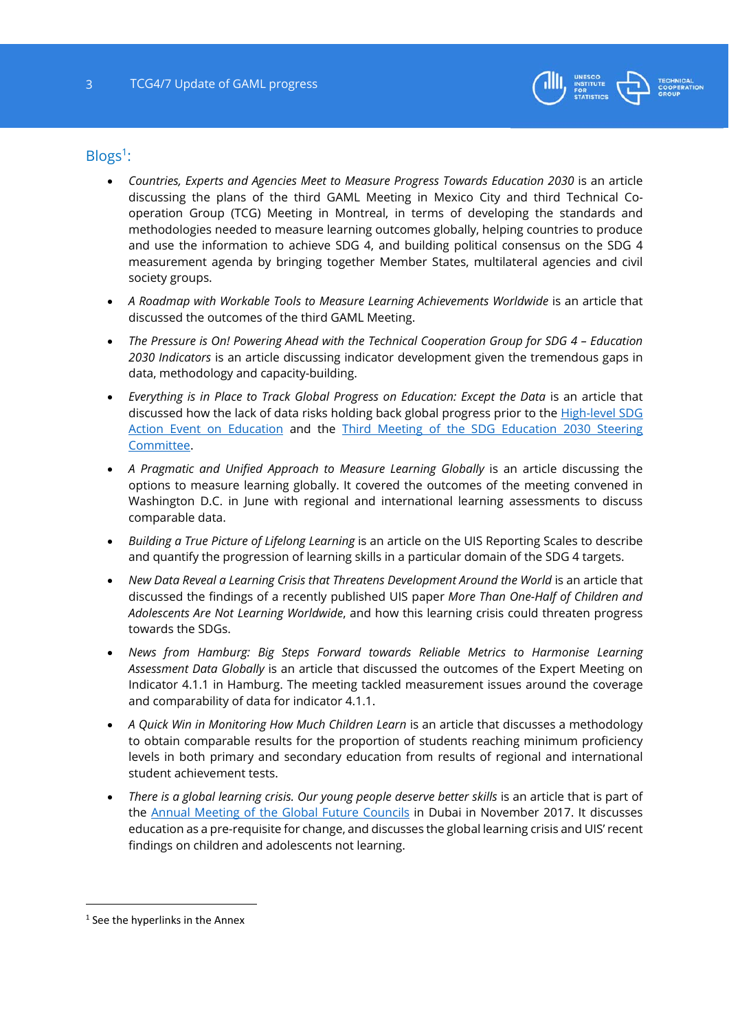## Blogs[1]:

- *Countries, Experts and Agencies Meet to Measure Progress Towards Education 2030* is an article discussing the plans of the third GAML Meeting in Mexico City and third Technical Co-operation Group (TCG) Meeting in Montreal, in terms of developing the standards and methodologies needed to measure learning outcomes globally, helping countries to produce and use the information to achieve SDG 4, and building political consensus on the SDG 4 measurement agenda by bringing together Member States, multilateral agencies and civil society groups.
- *A Roadmap with Workable Tools to Measure Learning Achievements Worldwide* is an article that discussed the outcomes of the third GAML Meeting.
- *The Pressure is On! Powering Ahead with the Technical Cooperation Group for SDG 4 – Education 2030 Indicators* is an article discussing indicator development given the tremendous gaps in data, methodology and capacity-building.
- *Everything is in Place to Track Global Progress on Education: Except the Data* is an article that discussed how the lack of data risks holding back global progress prior to the High-level SDG Action Event on Education and the Third Meeting of the SDG Education 2030 Steering Committee.
- *A Pragmatic and Unified Approach to Measure Learning Globally* is an article discussing the options to measure learning globally. It covered the outcomes of the meeting convened in Washington D.C. in June with regional and international learning assessments to discuss comparable data.
- *Building a True Picture of Lifelong Learning* is an article on the UIS Reporting Scales to describe and quantify the progression of learning skills in a particular domain of the SDG 4 targets.
- *New Data Reveal a Learning Crisis that Threatens Development Around the World* is an article that discussed the findings of a recently published UIS paper *More Than One-Half of Children and Adolescents Are Not Learning Worldwide*, and how this learning crisis could threaten progress towards the SDGs.
- *News from Hamburg: Big Steps Forward towards Reliable Metrics to Harmonise Learning Assessment Data Globally* is an article that discussed the outcomes of the Expert Meeting on Indicator 4.1.1 in Hamburg. The meeting tackled measurement issues around the coverage and comparability of data for indicator 4.1.1.
- *A Quick Win in Monitoring How Much Children Learn* is an article that discusses a methodology to obtain comparable results for the proportion of students reaching minimum proficiency levels in both primary and secondary education from results of regional and international student achievement tests.
- *There is a global learning crisis. Our young people deserve better skills* is an article that is part of the Annual Meeting of the Global Future Councils in Dubai in November 2017. It discusses education as a pre-requisite for change, and discusses the global learning crisis and UIS' recent findings on children and adolescents not learning.

[1] See the hyperlinks in the Annex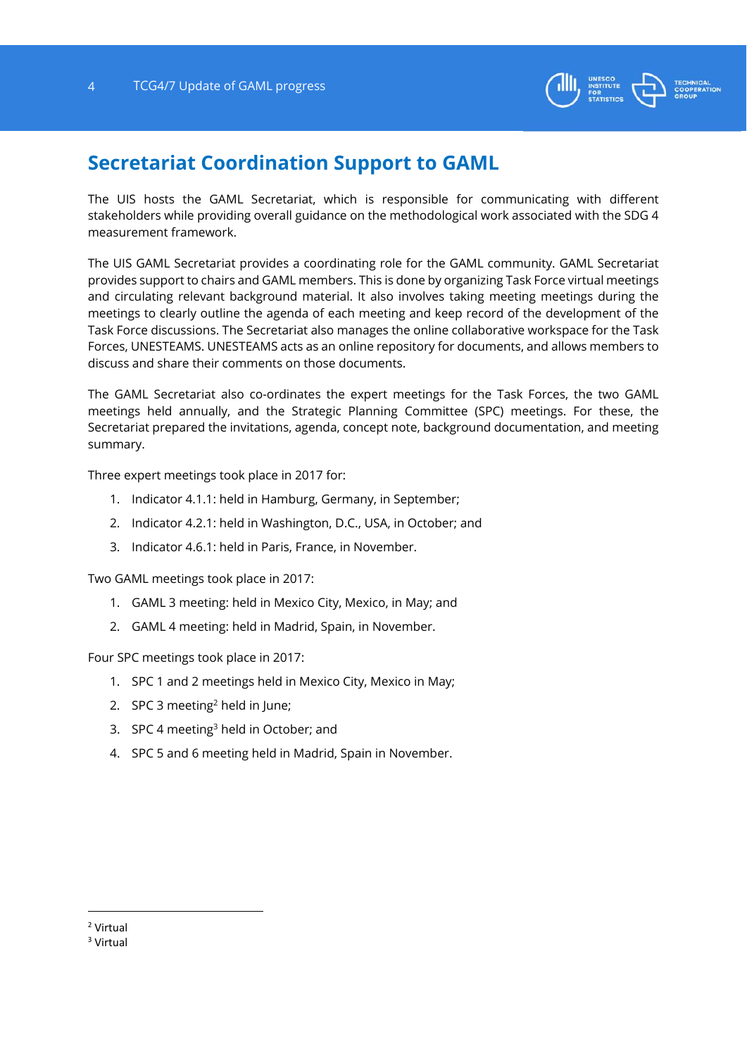## Secretariat Coordination Support to GAML

The UIS hosts the GAML Secretariat, which is responsible for communicating with different stakeholders while providing overall guidance on the methodological work associated with the SDG 4 measurement framework.

The UIS GAML Secretariat provides a coordinating role for the GAML community. GAML Secretariat provides support to chairs and GAML members. This is done by organizing Task Force virtual meetings and circulating relevant background material. It also involves taking meeting meetings during the meetings to clearly outline the agenda of each meeting and keep record of the development of the Task Force discussions. The Secretariat also manages the online collaborative workspace for the Task Forces, UNESTEAMS. UNESTEAMS acts as an online repository for documents, and allows members to discuss and share their comments on those documents.

The GAML Secretariat also co-ordinates the expert meetings for the Task Forces, the two GAML meetings held annually, and the Strategic Planning Committee (SPC) meetings. For these, the Secretariat prepared the invitations, agenda, concept note, background documentation, and meeting summary.

Three expert meetings took place in 2017 for:

1. Indicator 4.1.1: held in Hamburg, Germany, in September;
2. Indicator 4.2.1: held in Washington, D.C., USA, in October; and
3. Indicator 4.6.1: held in Paris, France, in November.

Two GAML meetings took place in 2017:

1. GAML 3 meeting: held in Mexico City, Mexico, in May; and
2. GAML 4 meeting: held in Madrid, Spain, in November.

Four SPC meetings took place in 2017:

1. SPC 1 and 2 meetings held in Mexico City, Mexico in May;
2. SPC 3 meeting[2] held in June;
3. SPC 4 meeting[3] held in October; and
4. SPC 5 and 6 meeting held in Madrid, Spain in November.

[2] Virtual

[3] Virtual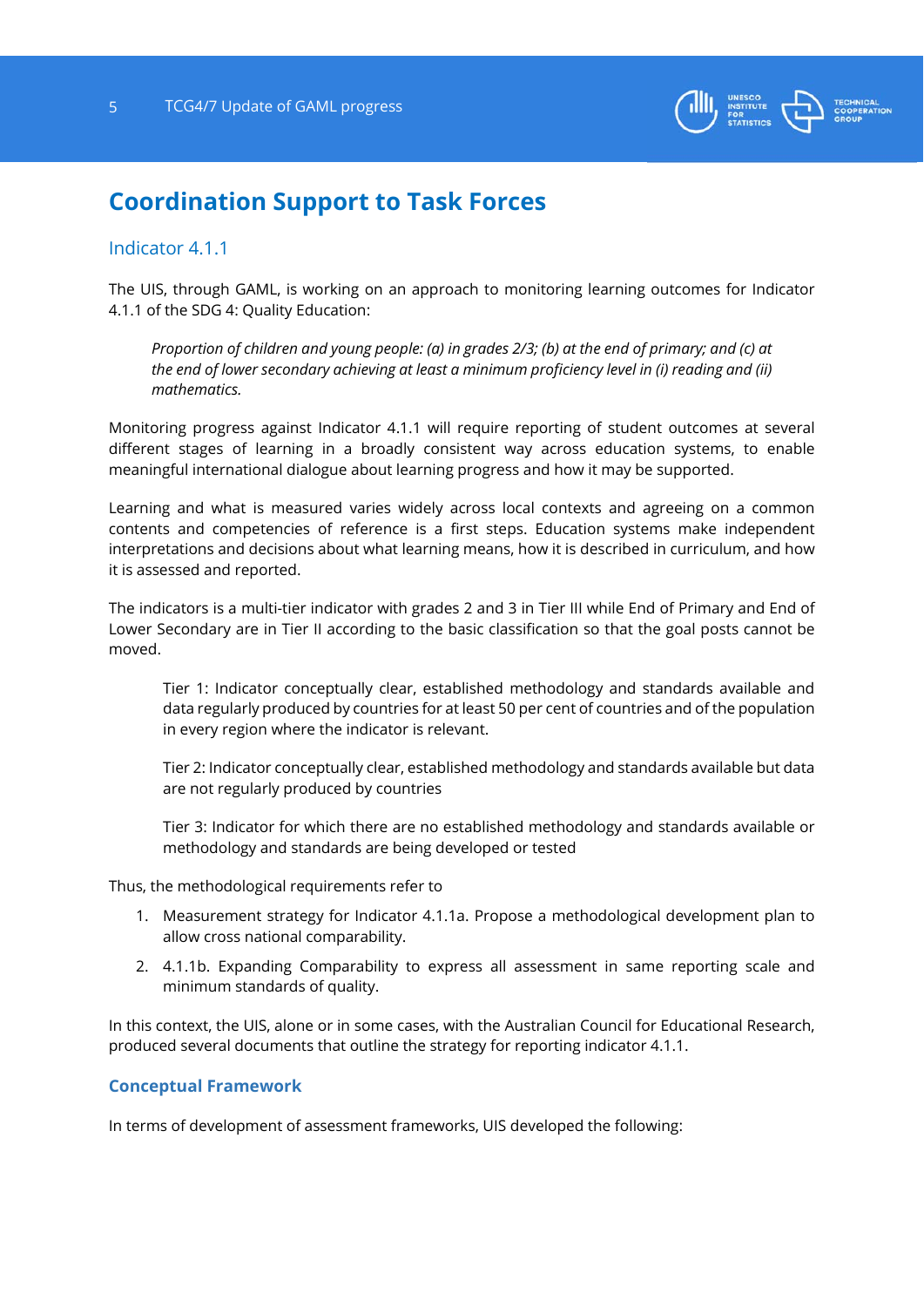## Coordination Support to Task Forces

### Indicator 4.1.1

The UIS, through GAML, is working on an approach to monitoring learning outcomes for Indicator 4.1.1 of the SDG 4: Quality Education:

> *Proportion of children and young people: (a) in grades 2/3; (b) at the end of primary; and (c) at the end of lower secondary achieving at least a minimum proficiency level in (i) reading and (ii) mathematics.*

Monitoring progress against Indicator 4.1.1 will require reporting of student outcomes at several different stages of learning in a broadly consistent way across education systems, to enable meaningful international dialogue about learning progress and how it may be supported.

Learning and what is measured varies widely across local contexts and agreeing on a common contents and competencies of reference is a first steps. Education systems make independent interpretations and decisions about what learning means, how it is described in curriculum, and how it is assessed and reported.

The indicators is a multi-tier indicator with grades 2 and 3 in Tier III while End of Primary and End of Lower Secondary are in Tier II according to the basic classification so that the goal posts cannot be moved.

> Tier 1: Indicator conceptually clear, established methodology and standards available and data regularly produced by countries for at least 50 per cent of countries and of the population in every region where the indicator is relevant.
>
> Tier 2: Indicator conceptually clear, established methodology and standards available but data are not regularly produced by countries
>
> Tier 3: Indicator for which there are no established methodology and standards available or methodology and standards are being developed or tested

Thus, the methodological requirements refer to

1. Measurement strategy for Indicator 4.1.1a. Propose a methodological development plan to allow cross national comparability.
2. 4.1.1b. Expanding Comparability to express all assessment in same reporting scale and minimum standards of quality.

In this context, the UIS, alone or in some cases, with the Australian Council for Educational Research, produced several documents that outline the strategy for reporting indicator 4.1.1.

#### Conceptual Framework

In terms of development of assessment frameworks, UIS developed the following: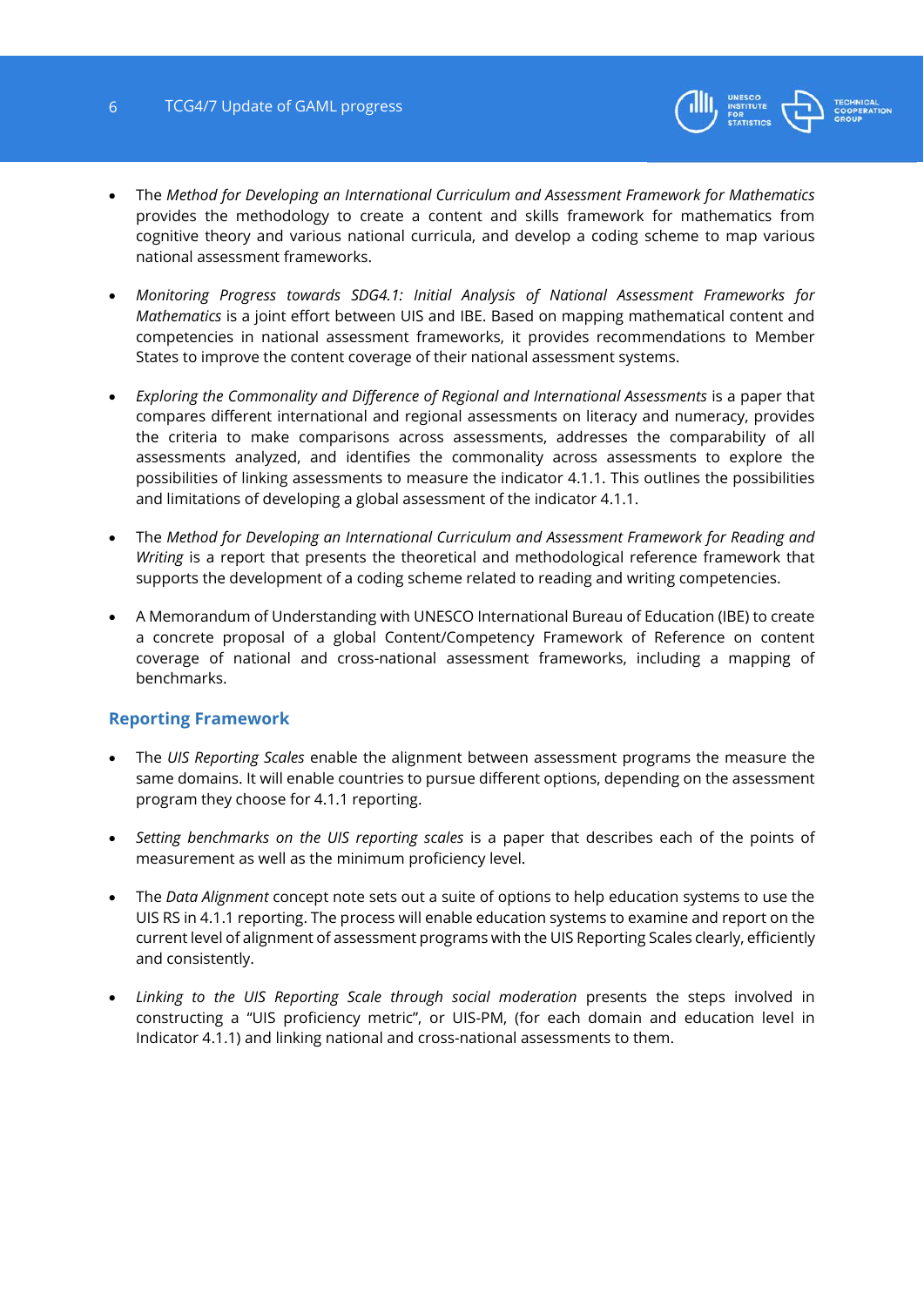- The *Method for Developing an International Curriculum and Assessment Framework for Mathematics* provides the methodology to create a content and skills framework for mathematics from cognitive theory and various national curricula, and develop a coding scheme to map various national assessment frameworks.

- *Monitoring Progress towards SDG4.1: Initial Analysis of National Assessment Frameworks for Mathematics* is a joint effort between UIS and IBE. Based on mapping mathematical content and competencies in national assessment frameworks, it provides recommendations to Member States to improve the content coverage of their national assessment systems.

- *Exploring the Commonality and Difference of Regional and International Assessments* is a paper that compares different international and regional assessments on literacy and numeracy, provides the criteria to make comparisons across assessments, addresses the comparability of all assessments analyzed, and identifies the commonality across assessments to explore the possibilities of linking assessments to measure the indicator 4.1.1. This outlines the possibilities and limitations of developing a global assessment of the indicator 4.1.1.

- The *Method for Developing an International Curriculum and Assessment Framework for Reading and Writing* is a report that presents the theoretical and methodological reference framework that supports the development of a coding scheme related to reading and writing competencies.

- A Memorandum of Understanding with UNESCO International Bureau of Education (IBE) to create a concrete proposal of a global Content/Competency Framework of Reference on content coverage of national and cross-national assessment frameworks, including a mapping of benchmarks.

### Reporting Framework

- The *UIS Reporting Scales* enable the alignment between assessment programs the measure the same domains. It will enable countries to pursue different options, depending on the assessment program they choose for 4.1.1 reporting.

- *Setting benchmarks on the UIS reporting scales* is a paper that describes each of the points of measurement as well as the minimum proficiency level.

- The *Data Alignment* concept note sets out a suite of options to help education systems to use the UIS RS in 4.1.1 reporting. The process will enable education systems to examine and report on the current level of alignment of assessment programs with the UIS Reporting Scales clearly, efficiently and consistently.

- *Linking to the UIS Reporting Scale through social moderation* presents the steps involved in constructing a "UIS proficiency metric", or UIS-PM, (for each domain and education level in Indicator 4.1.1) and linking national and cross-national assessments to them.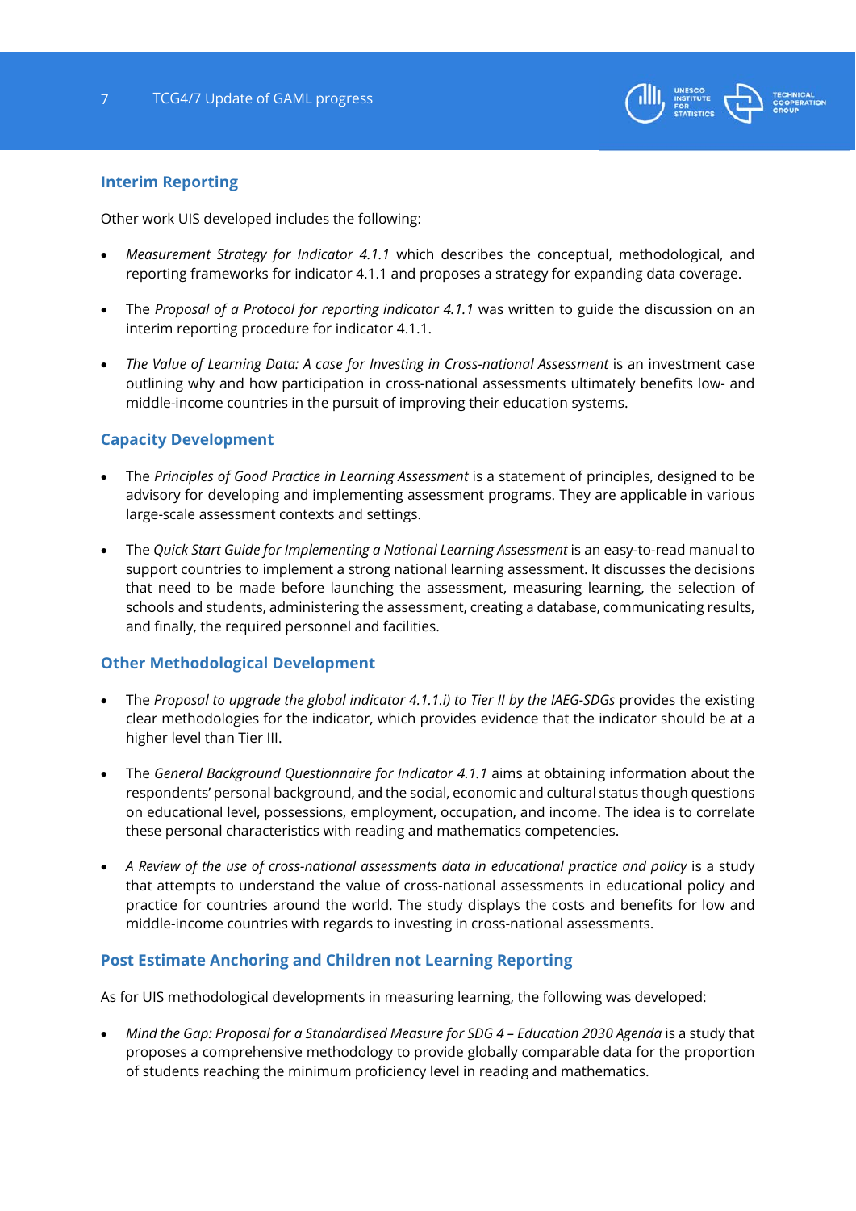## Interim Reporting

Other work UIS developed includes the following:

- *Measurement Strategy for Indicator 4.1.1* which describes the conceptual, methodological, and reporting frameworks for indicator 4.1.1 and proposes a strategy for expanding data coverage.

- The *Proposal of a Protocol for reporting indicator 4.1.1* was written to guide the discussion on an interim reporting procedure for indicator 4.1.1.

- *The Value of Learning Data: A case for Investing in Cross-national Assessment* is an investment case outlining why and how participation in cross-national assessments ultimately benefits low- and middle-income countries in the pursuit of improving their education systems.

## Capacity Development

- The *Principles of Good Practice in Learning Assessment* is a statement of principles, designed to be advisory for developing and implementing assessment programs. They are applicable in various large-scale assessment contexts and settings.

- The *Quick Start Guide for Implementing a National Learning Assessment* is an easy-to-read manual to support countries to implement a strong national learning assessment. It discusses the decisions that need to be made before launching the assessment, measuring learning, the selection of schools and students, administering the assessment, creating a database, communicating results, and finally, the required personnel and facilities.

## Other Methodological Development

- The *Proposal to upgrade the global indicator 4.1.1.i) to Tier II by the IAEG-SDGs* provides the existing clear methodologies for the indicator, which provides evidence that the indicator should be at a higher level than Tier III.

- The *General Background Questionnaire for Indicator 4.1.1* aims at obtaining information about the respondents' personal background, and the social, economic and cultural status though questions on educational level, possessions, employment, occupation, and income. The idea is to correlate these personal characteristics with reading and mathematics competencies.

- *A Review of the use of cross-national assessments data in educational practice and policy* is a study that attempts to understand the value of cross-national assessments in educational policy and practice for countries around the world. The study displays the costs and benefits for low and middle-income countries with regards to investing in cross-national assessments.

## Post Estimate Anchoring and Children not Learning Reporting

As for UIS methodological developments in measuring learning, the following was developed:

- *Mind the Gap: Proposal for a Standardised Measure for SDG 4 – Education 2030 Agenda* is a study that proposes a comprehensive methodology to provide globally comparable data for the proportion of students reaching the minimum proficiency level in reading and mathematics.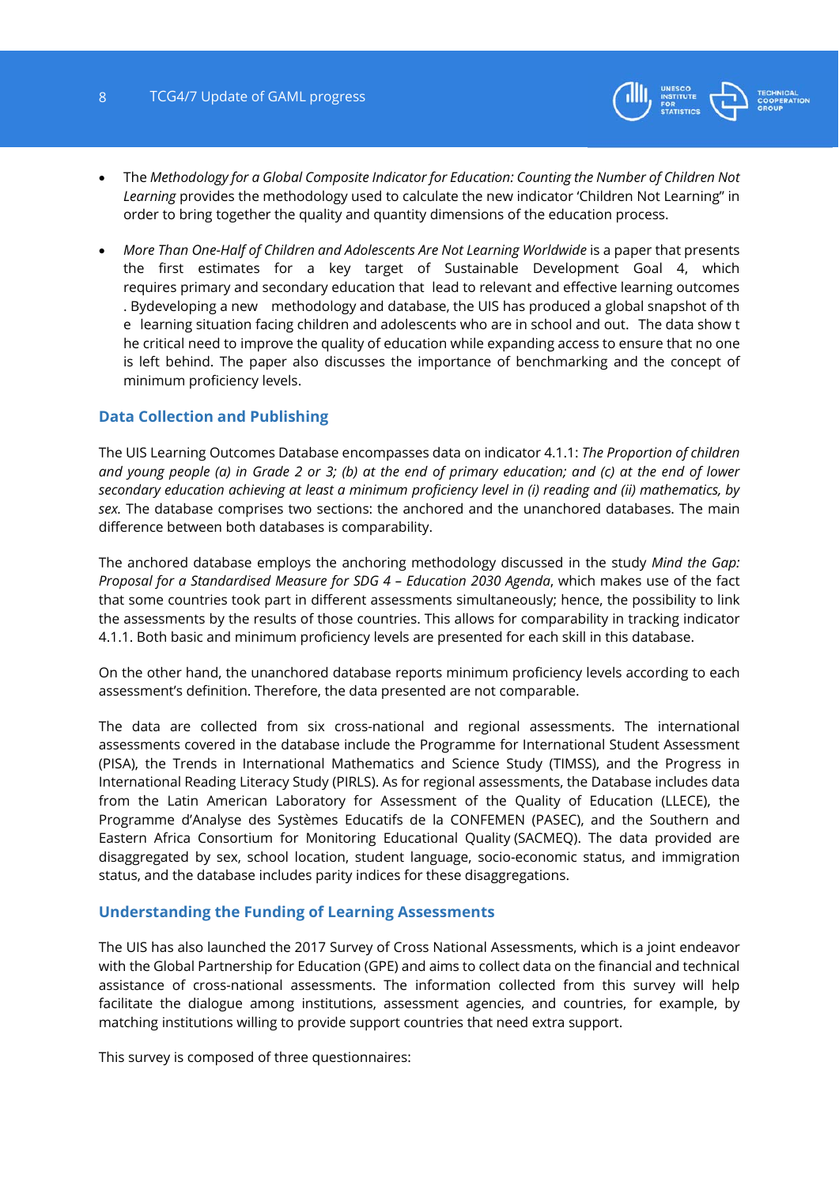- The *Methodology for a Global Composite Indicator for Education: Counting the Number of Children Not Learning* provides the methodology used to calculate the new indicator 'Children Not Learning" in order to bring together the quality and quantity dimensions of the education process.

- *More Than One-Half of Children and Adolescents Are Not Learning Worldwide* is a paper that presents the first estimates for a key target of Sustainable Development Goal 4, which requires primary and secondary education that lead to relevant and effective learning outcomes . Bydeveloping a new methodology and database, the UIS has produced a global snapshot of th e learning situation facing children and adolescents who are in school and out. The data show t he critical need to improve the quality of education while expanding access to ensure that no one is left behind. The paper also discusses the importance of benchmarking and the concept of minimum proficiency levels.

### Data Collection and Publishing

The UIS Learning Outcomes Database encompasses data on indicator 4.1.1: *The Proportion of children and young people (a) in Grade 2 or 3; (b) at the end of primary education; and (c) at the end of lower secondary education achieving at least a minimum proficiency level in (i) reading and (ii) mathematics, by sex.* The database comprises two sections: the anchored and the unanchored databases. The main difference between both databases is comparability.

The anchored database employs the anchoring methodology discussed in the study *Mind the Gap: Proposal for a Standardised Measure for SDG 4 – Education 2030 Agenda*, which makes use of the fact that some countries took part in different assessments simultaneously; hence, the possibility to link the assessments by the results of those countries. This allows for comparability in tracking indicator 4.1.1. Both basic and minimum proficiency levels are presented for each skill in this database.

On the other hand, the unanchored database reports minimum proficiency levels according to each assessment's definition. Therefore, the data presented are not comparable.

The data are collected from six cross-national and regional assessments. The international assessments covered in the database include the Programme for International Student Assessment (PISA), the Trends in International Mathematics and Science Study (TIMSS), and the Progress in International Reading Literacy Study (PIRLS). As for regional assessments, the Database includes data from the Latin American Laboratory for Assessment of the Quality of Education (LLECE), the Programme d'Analyse des Systèmes Educatifs de la CONFEMEN (PASEC), and the Southern and Eastern Africa Consortium for Monitoring Educational Quality (SACMEQ). The data provided are disaggregated by sex, school location, student language, socio-economic status, and immigration status, and the database includes parity indices for these disaggregations.

### Understanding the Funding of Learning Assessments

The UIS has also launched the 2017 Survey of Cross National Assessments, which is a joint endeavor with the Global Partnership for Education (GPE) and aims to collect data on the financial and technical assistance of cross-national assessments. The information collected from this survey will help facilitate the dialogue among institutions, assessment agencies, and countries, for example, by matching institutions willing to provide support countries that need extra support.

This survey is composed of three questionnaires: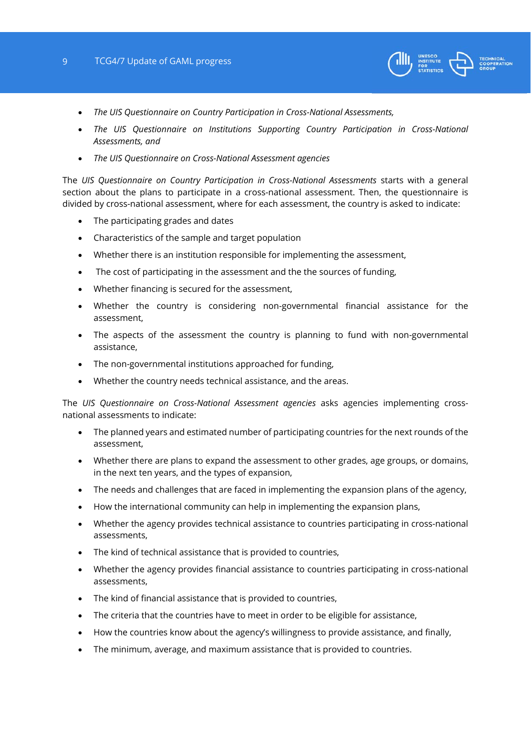- *The UIS Questionnaire on Country Participation in Cross-National Assessments,*
- *The UIS Questionnaire on Institutions Supporting Country Participation in Cross-National Assessments, and*
- *The UIS Questionnaire on Cross-National Assessment agencies*

The *UIS Questionnaire on Country Participation in Cross-National Assessments* starts with a general section about the plans to participate in a cross-national assessment. Then, the questionnaire is divided by cross-national assessment, where for each assessment, the country is asked to indicate:

- The participating grades and dates
- Characteristics of the sample and target population
- Whether there is an institution responsible for implementing the assessment,
- The cost of participating in the assessment and the the sources of funding,
- Whether financing is secured for the assessment,
- Whether the country is considering non-governmental financial assistance for the assessment,
- The aspects of the assessment the country is planning to fund with non-governmental assistance,
- The non-governmental institutions approached for funding,
- Whether the country needs technical assistance, and the areas.

The *UIS Questionnaire on Cross-National Assessment agencies* asks agencies implementing cross-national assessments to indicate:

- The planned years and estimated number of participating countries for the next rounds of the assessment,
- Whether there are plans to expand the assessment to other grades, age groups, or domains, in the next ten years, and the types of expansion,
- The needs and challenges that are faced in implementing the expansion plans of the agency,
- How the international community can help in implementing the expansion plans,
- Whether the agency provides technical assistance to countries participating in cross-national assessments,
- The kind of technical assistance that is provided to countries,
- Whether the agency provides financial assistance to countries participating in cross-national assessments,
- The kind of financial assistance that is provided to countries,
- The criteria that the countries have to meet in order to be eligible for assistance,
- How the countries know about the agency's willingness to provide assistance, and finally,
- The minimum, average, and maximum assistance that is provided to countries.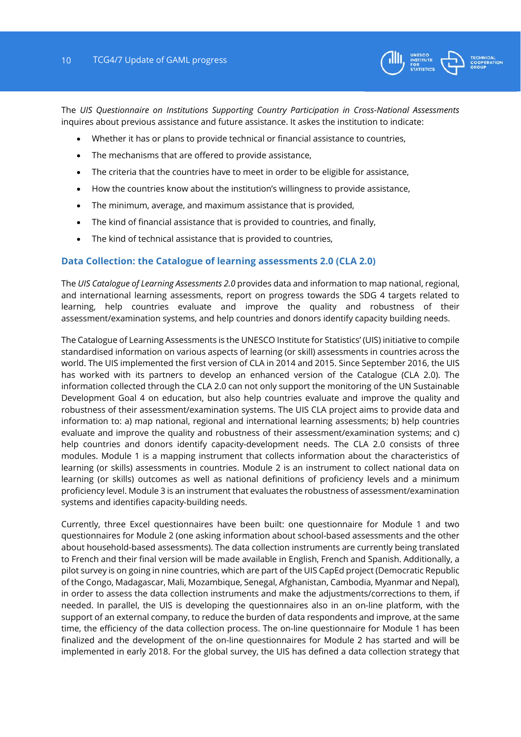The *UIS Questionnaire on Institutions Supporting Country Participation in Cross-National Assessments* inquires about previous assistance and future assistance. It askes the institution to indicate:

- Whether it has or plans to provide technical or financial assistance to countries,
- The mechanisms that are offered to provide assistance,
- The criteria that the countries have to meet in order to be eligible for assistance,
- How the countries know about the institution's willingness to provide assistance,
- The minimum, average, and maximum assistance that is provided,
- The kind of financial assistance that is provided to countries, and finally,
- The kind of technical assistance that is provided to countries,

## Data Collection: the Catalogue of learning assessments 2.0 (CLA 2.0)

The *UIS Catalogue of Learning Assessments 2.0* provides data and information to map national, regional, and international learning assessments, report on progress towards the SDG 4 targets related to learning, help countries evaluate and improve the quality and robustness of their assessment/examination systems, and help countries and donors identify capacity building needs.

The Catalogue of Learning Assessments is the UNESCO Institute for Statistics' (UIS) initiative to compile standardised information on various aspects of learning (or skill) assessments in countries across the world. The UIS implemented the first version of CLA in 2014 and 2015. Since September 2016, the UIS has worked with its partners to develop an enhanced version of the Catalogue (CLA 2.0). The information collected through the CLA 2.0 can not only support the monitoring of the UN Sustainable Development Goal 4 on education, but also help countries evaluate and improve the quality and robustness of their assessment/examination systems. The UIS CLA project aims to provide data and information to: a) map national, regional and international learning assessments; b) help countries evaluate and improve the quality and robustness of their assessment/examination systems; and c) help countries and donors identify capacity-development needs. The CLA 2.0 consists of three modules. Module 1 is a mapping instrument that collects information about the characteristics of learning (or skills) assessments in countries. Module 2 is an instrument to collect national data on learning (or skills) outcomes as well as national definitions of proficiency levels and a minimum proficiency level. Module 3 is an instrument that evaluates the robustness of assessment/examination systems and identifies capacity-building needs.

Currently, three Excel questionnaires have been built: one questionnaire for Module 1 and two questionnaires for Module 2 (one asking information about school-based assessments and the other about household-based assessments). The data collection instruments are currently being translated to French and their final version will be made available in English, French and Spanish. Additionally, a pilot survey is on going in nine countries, which are part of the UIS CapEd project (Democratic Republic of the Congo, Madagascar, Mali, Mozambique, Senegal, Afghanistan, Cambodia, Myanmar and Nepal), in order to assess the data collection instruments and make the adjustments/corrections to them, if needed. In parallel, the UIS is developing the questionnaires also in an on-line platform, with the support of an external company, to reduce the burden of data respondents and improve, at the same time, the efficiency of the data collection process. The on-line questionnaire for Module 1 has been finalized and the development of the on-line questionnaires for Module 2 has started and will be implemented in early 2018. For the global survey, the UIS has defined a data collection strategy that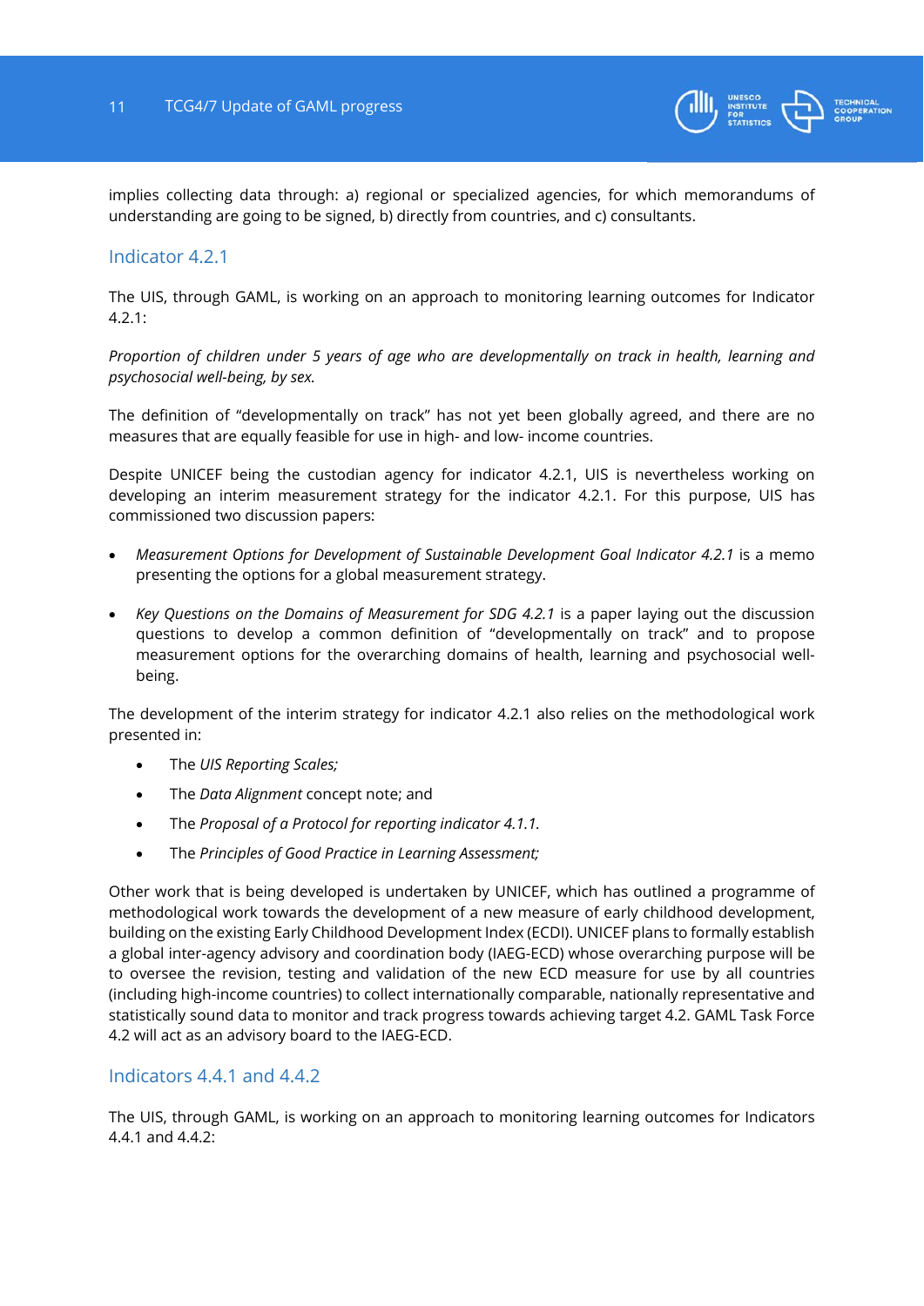implies collecting data through: a) regional or specialized agencies, for which memorandums of understanding are going to be signed, b) directly from countries, and c) consultants.

## Indicator 4.2.1

The UIS, through GAML, is working on an approach to monitoring learning outcomes for Indicator 4.2.1:

*Proportion of children under 5 years of age who are developmentally on track in health, learning and psychosocial well-being, by sex.*

The definition of "developmentally on track" has not yet been globally agreed, and there are no measures that are equally feasible for use in high- and low- income countries.

Despite UNICEF being the custodian agency for indicator 4.2.1, UIS is nevertheless working on developing an interim measurement strategy for the indicator 4.2.1. For this purpose, UIS has commissioned two discussion papers:

- *Measurement Options for Development of Sustainable Development Goal Indicator 4.2.1* is a memo presenting the options for a global measurement strategy.
- *Key Questions on the Domains of Measurement for SDG 4.2.1* is a paper laying out the discussion questions to develop a common definition of "developmentally on track" and to propose measurement options for the overarching domains of health, learning and psychosocial well-being.

The development of the interim strategy for indicator 4.2.1 also relies on the methodological work presented in:

- The *UIS Reporting Scales;*
- The *Data Alignment* concept note; and
- The *Proposal of a Protocol for reporting indicator 4.1.1.*
- The *Principles of Good Practice in Learning Assessment;*

Other work that is being developed is undertaken by UNICEF, which has outlined a programme of methodological work towards the development of a new measure of early childhood development, building on the existing Early Childhood Development Index (ECDI). UNICEF plans to formally establish a global inter-agency advisory and coordination body (IAEG-ECD) whose overarching purpose will be to oversee the revision, testing and validation of the new ECD measure for use by all countries (including high-income countries) to collect internationally comparable, nationally representative and statistically sound data to monitor and track progress towards achieving target 4.2. GAML Task Force 4.2 will act as an advisory board to the IAEG-ECD.

## Indicators 4.4.1 and 4.4.2

The UIS, through GAML, is working on an approach to monitoring learning outcomes for Indicators 4.4.1 and 4.4.2: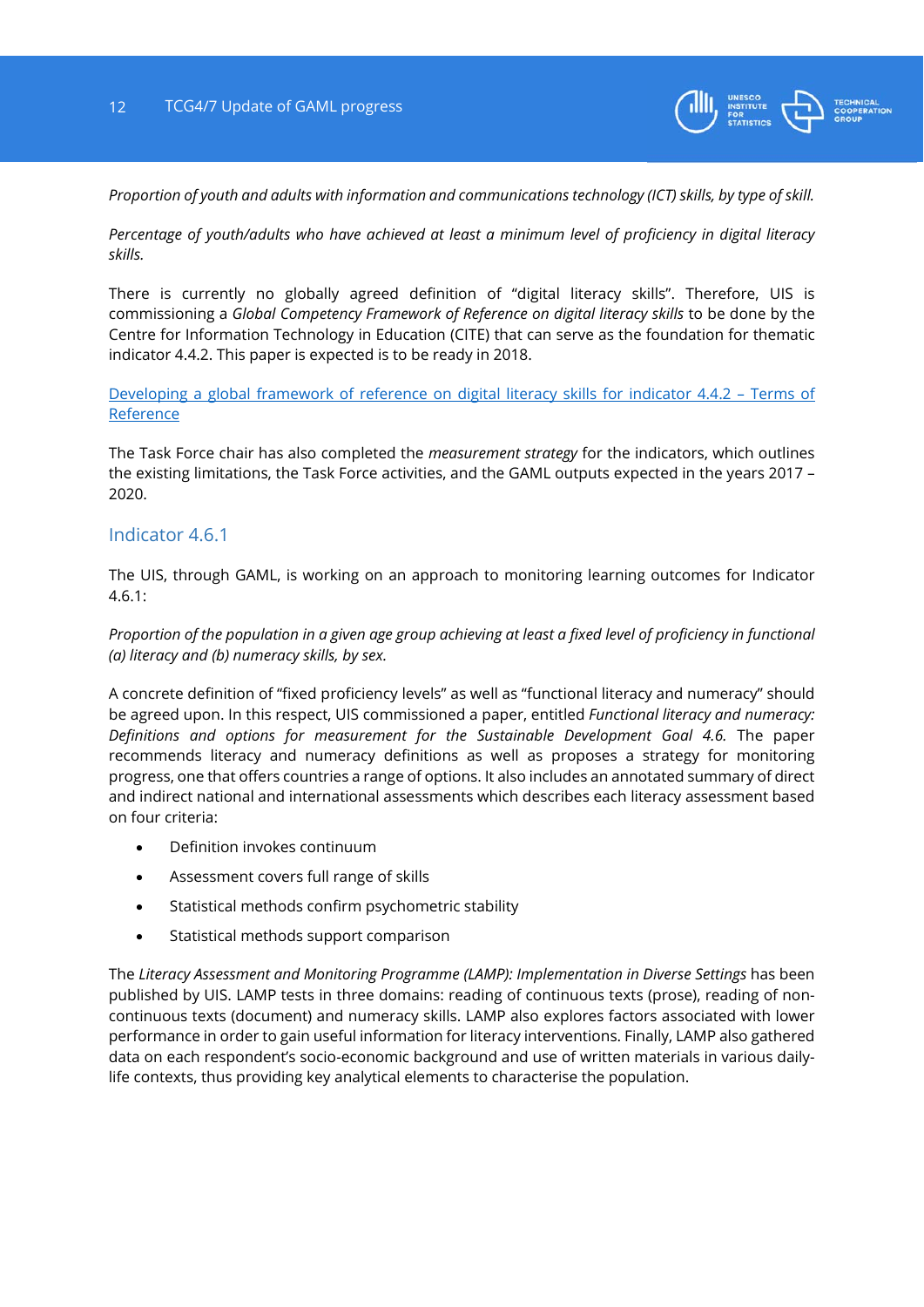*Proportion of youth and adults with information and communications technology (ICT) skills, by type of skill.*

*Percentage of youth/adults who have achieved at least a minimum level of proficiency in digital literacy skills.*

There is currently no globally agreed definition of "digital literacy skills". Therefore, UIS is commissioning a *Global Competency Framework of Reference on digital literacy skills* to be done by the Centre for Information Technology in Education (CITE) that can serve as the foundation for thematic indicator 4.4.2. This paper is expected is to be ready in 2018.

[Developing a global framework of reference on digital literacy skills for indicator 4.4.2 – Terms of Reference]

The Task Force chair has also completed the *measurement strategy* for the indicators, which outlines the existing limitations, the Task Force activities, and the GAML outputs expected in the years 2017 – 2020.

## Indicator 4.6.1

The UIS, through GAML, is working on an approach to monitoring learning outcomes for Indicator 4.6.1:

*Proportion of the population in a given age group achieving at least a fixed level of proficiency in functional (a) literacy and (b) numeracy skills, by sex.*

A concrete definition of "fixed proficiency levels" as well as "functional literacy and numeracy" should be agreed upon. In this respect, UIS commissioned a paper, entitled *Functional literacy and numeracy: Definitions and options for measurement for the Sustainable Development Goal 4.6.* The paper recommends literacy and numeracy definitions as well as proposes a strategy for monitoring progress, one that offers countries a range of options. It also includes an annotated summary of direct and indirect national and international assessments which describes each literacy assessment based on four criteria:

- Definition invokes continuum
- Assessment covers full range of skills
- Statistical methods confirm psychometric stability
- Statistical methods support comparison

The *Literacy Assessment and Monitoring Programme (LAMP): Implementation in Diverse Settings* has been published by UIS. LAMP tests in three domains: reading of continuous texts (prose), reading of non-continuous texts (document) and numeracy skills. LAMP also explores factors associated with lower performance in order to gain useful information for literacy interventions. Finally, LAMP also gathered data on each respondent's socio-economic background and use of written materials in various daily-life contexts, thus providing key analytical elements to characterise the population.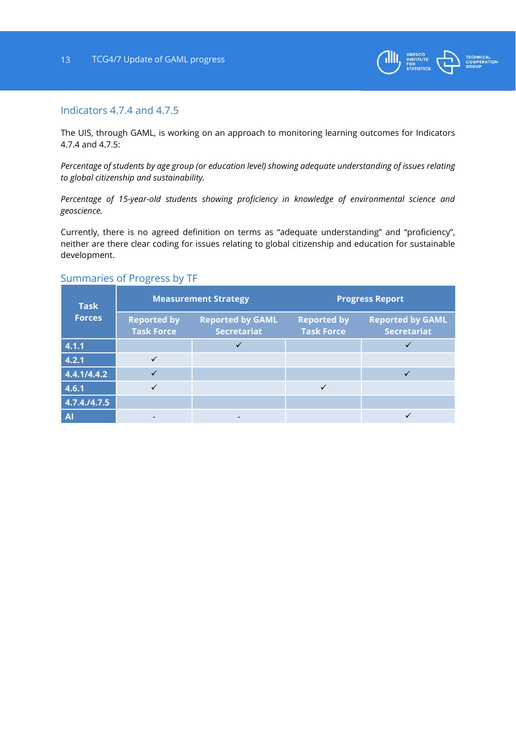## Indicators 4.7.4 and 4.7.5

The UIS, through GAML, is working on an approach to monitoring learning outcomes for Indicators 4.7.4 and 4.7.5:

*Percentage of students by age group (or education level) showing adequate understanding of issues relating to global citizenship and sustainability.*

*Percentage of 15-year-old students showing proficiency in knowledge of environmental science and geoscience.*

Currently, there is no agreed definition on terms as “adequate understanding” and “proficiency”, neither are there clear coding for issues relating to global citizenship and education for sustainable development.

## Summaries of Progress by TF

| Task Forces | Measurement Strategy | | Progress Report | |
|---|---|---|---|---|
| | Reported by Task Force | Reported by GAML Secretariat | Reported by Task Force | Reported by GAML Secretariat |
| **4.1.1** | | ✓ | | ✓ |
| **4.2.1** | ✓ | | | |
| **4.4.1/4.4.2** | ✓ | | | ✓ |
| **4.6.1** | ✓ | | ✓ | |
| **4.7.4./4.7.5** | | | | |
| **AI** | - | - | | ✓ |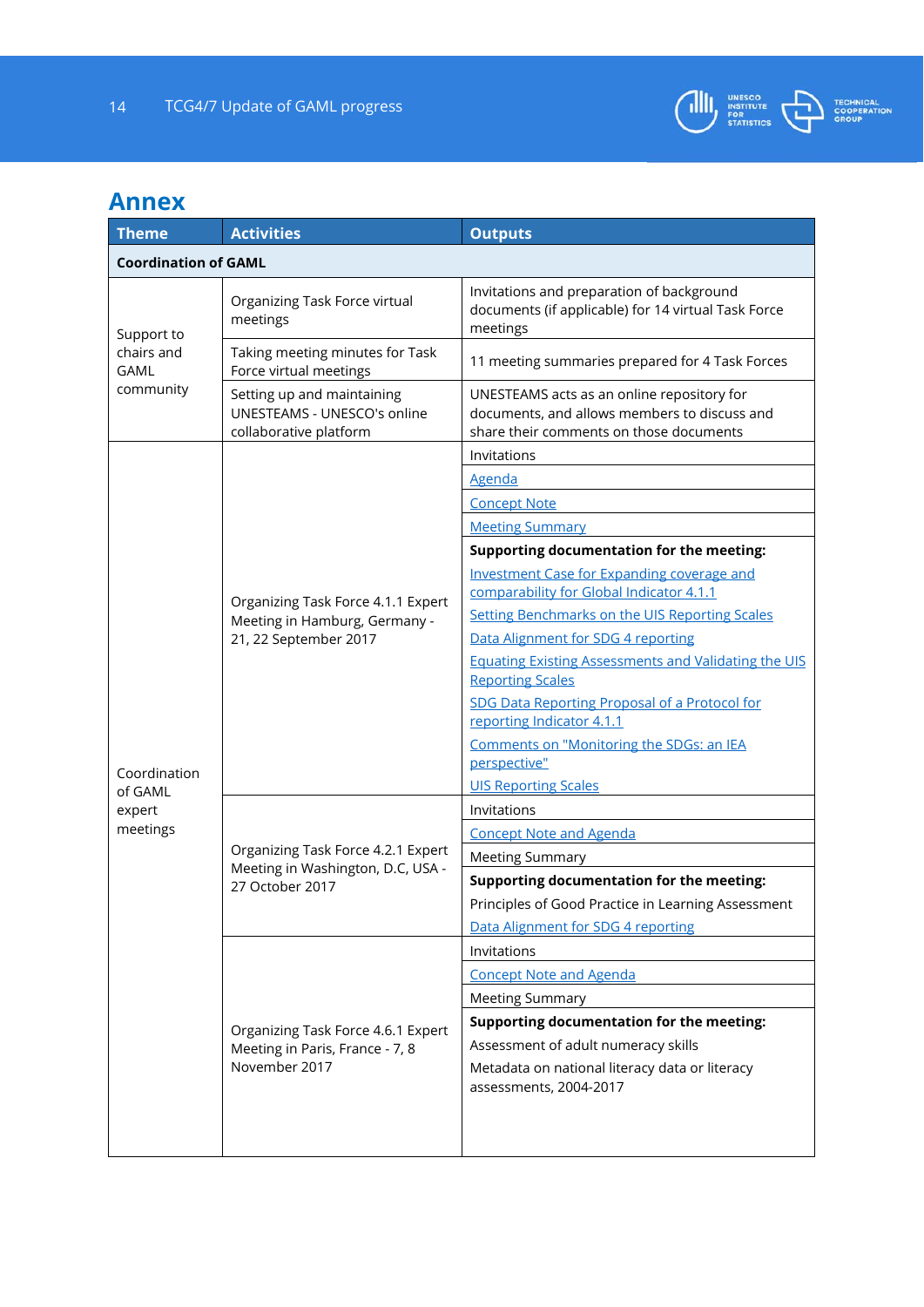# Annex

| Theme | Activities | Outputs |
| --- | --- | --- |
| **Coordination of GAML** | | |
| Support to chairs and GAML community | Organizing Task Force virtual meetings | Invitations and preparation of background documents (if applicable) for 14 virtual Task Force meetings |
| | Taking meeting minutes for Task Force virtual meetings | 11 meeting summaries prepared for 4 Task Forces |
| | Setting up and maintaining UNESTEAMS - UNESCO's online collaborative platform | UNESTEAMS acts as an online repository for documents, and allows members to discuss and share their comments on those documents |
| Coordination of GAML expert meetings | Organizing Task Force 4.1.1 Expert Meeting in Hamburg, Germany - 21, 22 September 2017 | Invitations |
| | | Agenda |
| | | Concept Note |
| | | Meeting Summary |
| | | **Supporting documentation for the meeting:**<br>Investment Case for Expanding coverage and comparability for Global Indicator 4.1.1<br>Setting Benchmarks on the UIS Reporting Scales<br>Data Alignment for SDG 4 reporting<br>Equating Existing Assessments and Validating the UIS Reporting Scales<br>SDG Data Reporting Proposal of a Protocol for reporting Indicator 4.1.1<br>Comments on "Monitoring the SDGs: an IEA perspective"<br>UIS Reporting Scales |
| | Organizing Task Force 4.2.1 Expert Meeting in Washington, D.C, USA - 27 October 2017 | Invitations |
| | | Concept Note and Agenda |
| | | Meeting Summary |
| | | **Supporting documentation for the meeting:**<br>Principles of Good Practice in Learning Assessment<br>Data Alignment for SDG 4 reporting |
| | Organizing Task Force 4.6.1 Expert Meeting in Paris, France - 7, 8 November 2017 | Invitations |
| | | Concept Note and Agenda |
| | | Meeting Summary |
| | | **Supporting documentation for the meeting:**<br>Assessment of adult numeracy skills<br>Metadata on national literacy data or literacy assessments, 2004-2017 |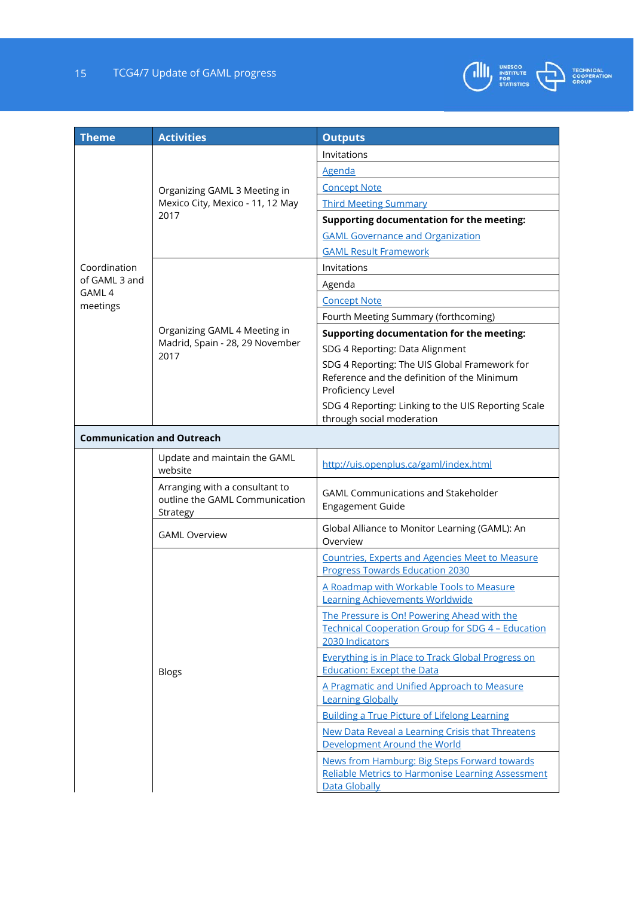| Theme | Activities | Outputs |
|---|---|---|
| Coordination of GAML 3 and GAML 4 meetings | Organizing GAML 3 Meeting in Mexico City, Mexico - 11, 12 May 2017 | Invitations |
| | | Agenda |
| | | Concept Note |
| | | Third Meeting Summary |
| | | **Supporting documentation for the meeting:** GAML Governance and Organization<br>GAML Result Framework |
| | Organizing GAML 4 Meeting in Madrid, Spain - 28, 29 November 2017 | Invitations |
| | | Agenda |
| | | Concept Note |
| | | Fourth Meeting Summary (forthcoming) |
| | | **Supporting documentation for the meeting:**<br>SDG 4 Reporting: Data Alignment<br>SDG 4 Reporting: The UIS Global Framework for Reference and the definition of the Minimum Proficiency Level<br>SDG 4 Reporting: Linking to the UIS Reporting Scale through social moderation |
| **Communication and Outreach** | | |
| | Update and maintain the GAML website | http://uis.openplus.ca/gaml/index.html |
| | Arranging with a consultant to outline the GAML Communication Strategy | GAML Communications and Stakeholder Engagement Guide |
| | GAML Overview | Global Alliance to Monitor Learning (GAML): An Overview |
| | Blogs | Countries, Experts and Agencies Meet to Measure Progress Towards Education 2030 |
| | | A Roadmap with Workable Tools to Measure Learning Achievements Worldwide |
| | | The Pressure is On! Powering Ahead with the Technical Cooperation Group for SDG 4 – Education 2030 Indicators |
| | | Everything is in Place to Track Global Progress on Education: Except the Data |
| | | A Pragmatic and Unified Approach to Measure Learning Globally |
| | | Building a True Picture of Lifelong Learning |
| | | New Data Reveal a Learning Crisis that Threatens Development Around the World |
| | | News from Hamburg: Big Steps Forward towards Reliable Metrics to Harmonise Learning Assessment Data Globally |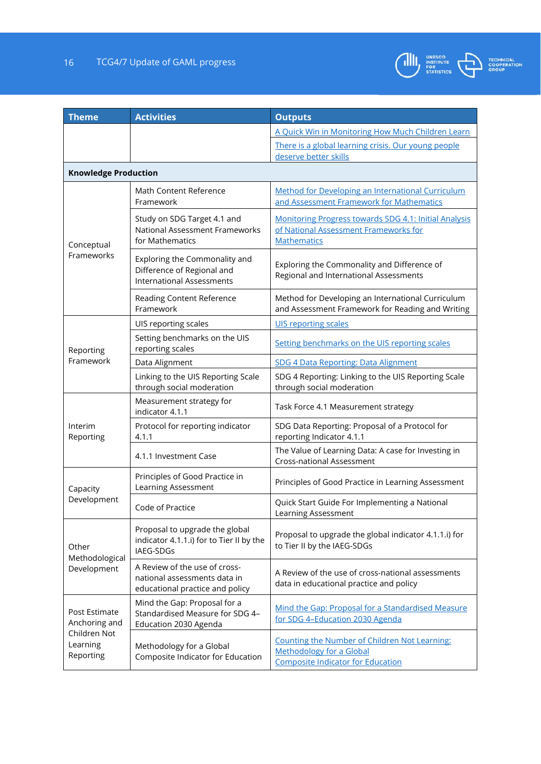| Theme | Activities | Outputs |
|---|---|---|
| | | A Quick Win in Monitoring How Much Children Learn |
| | | There is a global learning crisis. Our young people deserve better skills |
| **Knowledge Production** | | |
| Conceptual Frameworks | Math Content Reference Framework | Method for Developing an International Curriculum and Assessment Framework for Mathematics |
| | Study on SDG Target 4.1 and National Assessment Frameworks for Mathematics | Monitoring Progress towards SDG 4.1: Initial Analysis of National Assessment Frameworks for Mathematics |
| | Exploring the Commonality and Difference of Regional and International Assessments | Exploring the Commonality and Difference of Regional and International Assessments |
| | Reading Content Reference Framework | Method for Developing an International Curriculum and Assessment Framework for Reading and Writing |
| Reporting Framework | UIS reporting scales | UIS reporting scales |
| | Setting benchmarks on the UIS reporting scales | Setting benchmarks on the UIS reporting scales |
| | Data Alignment | SDG 4 Data Reporting: Data Alignment |
| | Linking to the UIS Reporting Scale through social moderation | SDG 4 Reporting: Linking to the UIS Reporting Scale through social moderation |
| Interim Reporting | Measurement strategy for indicator 4.1.1 | Task Force 4.1 Measurement strategy |
| | Protocol for reporting indicator 4.1.1 | SDG Data Reporting: Proposal of a Protocol for reporting Indicator 4.1.1 |
| | 4.1.1 Investment Case | The Value of Learning Data: A case for Investing in Cross-national Assessment |
| Capacity Development | Principles of Good Practice in Learning Assessment | Principles of Good Practice in Learning Assessment |
| | Code of Practice | Quick Start Guide For Implementing a National Learning Assessment |
| Other Methodological Development | Proposal to upgrade the global indicator 4.1.1.i) for to Tier II by the IAEG-SDGs | Proposal to upgrade the global indicator 4.1.1.i) for to Tier II by the IAEG-SDGs |
| | A Review of the use of cross-national assessments data in educational practice and policy | A Review of the use of cross-national assessments data in educational practice and policy |
| Post Estimate Anchoring and Children Not Learning Reporting | Mind the Gap: Proposal for a Standardised Measure for SDG 4–Education 2030 Agenda | Mind the Gap: Proposal for a Standardised Measure for SDG 4–Education 2030 Agenda |
| | Methodology for a Global Composite Indicator for Education | Counting the Number of Children Not Learning: Methodology for a Global Composite Indicator for Education |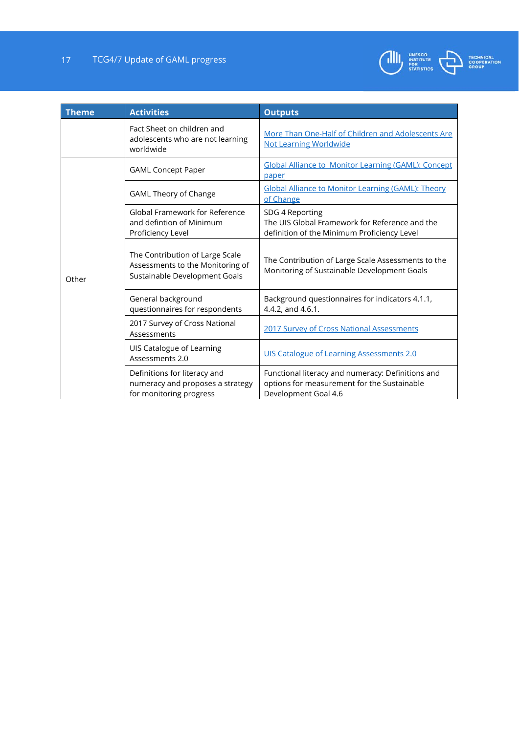| Theme | Activities | Outputs |
|---|---|---|
| | Fact Sheet on children and adolescents who are not learning worldwide | More Than One-Half of Children and Adolescents Are Not Learning Worldwide |
| Other | GAML Concept Paper | Global Alliance to Monitor Learning (GAML): Concept paper |
| | GAML Theory of Change | Global Alliance to Monitor Learning (GAML): Theory of Change |
| | Global Framework for Reference and defintion of Minimum Proficiency Level | SDG 4 Reporting The UIS Global Framework for Reference and the definition of the Minimum Proficiency Level |
| | The Contribution of Large Scale Assessments to the Monitoring of Sustainable Development Goals | The Contribution of Large Scale Assessments to the Monitoring of Sustainable Development Goals |
| | General background questionnaires for respondents | Background questionnaires for indicators 4.1.1, 4.4.2, and 4.6.1. |
| | 2017 Survey of Cross National Assessments | 2017 Survey of Cross National Assessments |
| | UIS Catalogue of Learning Assessments 2.0 | UIS Catalogue of Learning Assessments 2.0 |
| | Definitions for literacy and numeracy and proposes a strategy for monitoring progress | Functional literacy and numeracy: Definitions and options for measurement for the Sustainable Development Goal 4.6 |